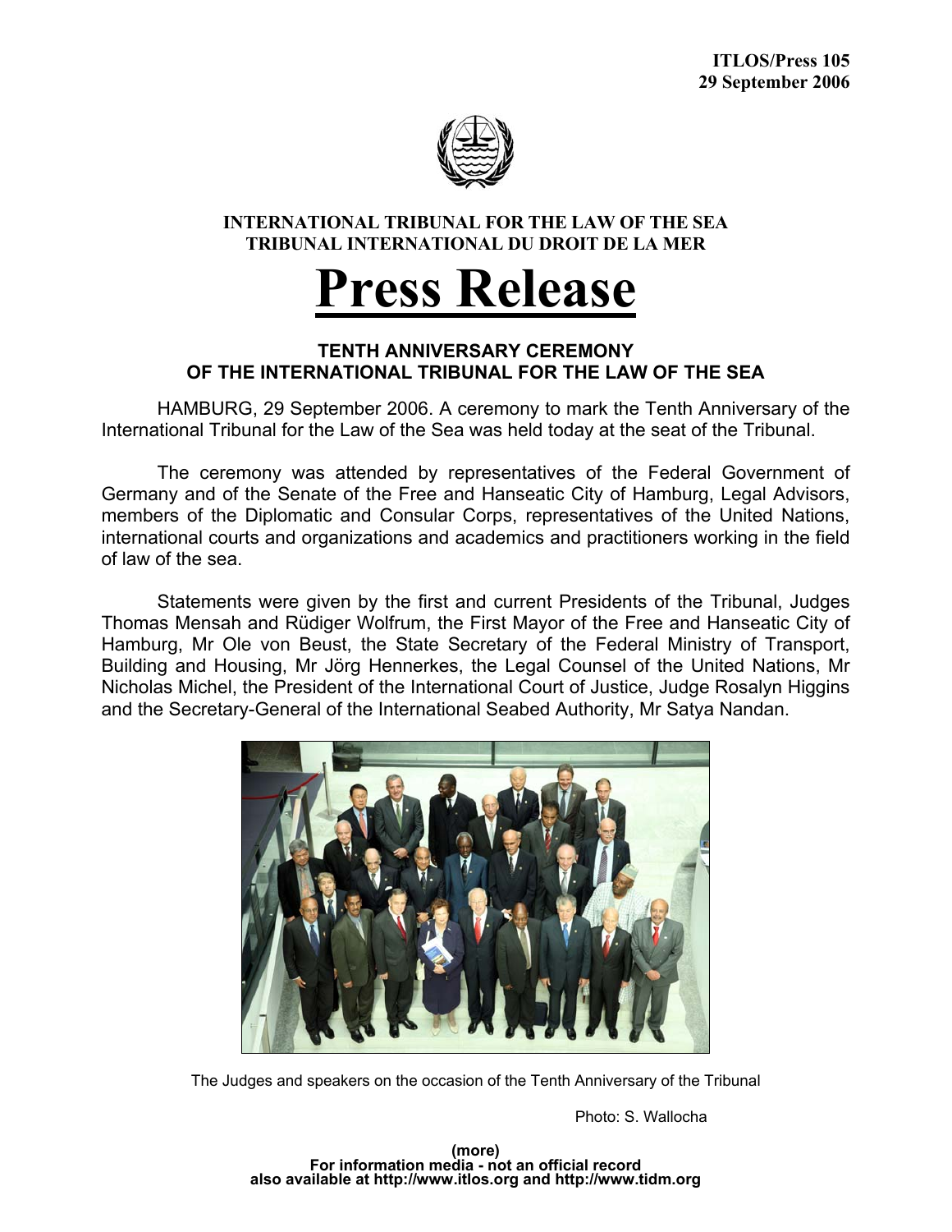**ITLOS/Press 105**
**29 September 2006**

**INTERNATIONAL TRIBUNAL FOR THE LAW OF THE SEA**
**TRIBUNAL INTERNATIONAL DU DROIT DE LA MER**

# Press Release

## TENTH ANNIVERSARY CEREMONY OF THE INTERNATIONAL TRIBUNAL FOR THE LAW OF THE SEA

HAMBURG, 29 September 2006. A ceremony to mark the Tenth Anniversary of the International Tribunal for the Law of the Sea was held today at the seat of the Tribunal.

The ceremony was attended by representatives of the Federal Government of Germany and of the Senate of the Free and Hanseatic City of Hamburg, Legal Advisors, members of the Diplomatic and Consular Corps, representatives of the United Nations, international courts and organizations and academics and practitioners working in the field of law of the sea.

Statements were given by the first and current Presidents of the Tribunal, Judges Thomas Mensah and Rüdiger Wolfrum, the First Mayor of the Free and Hanseatic City of Hamburg, Mr Ole von Beust, the State Secretary of the Federal Ministry of Transport, Building and Housing, Mr Jörg Hennerkes, the Legal Counsel of the United Nations, Mr Nicholas Michel, the President of the International Court of Justice, Judge Rosalyn Higgins and the Secretary-General of the International Seabed Authority, Mr Satya Nandan.

The Judges and speakers on the occasion of the Tenth Anniversary of the Tribunal

Photo: S. Wallocha

**(more)**
**For information media - not an official record**
**also available at http://www.itlos.org and http://www.tidm.org**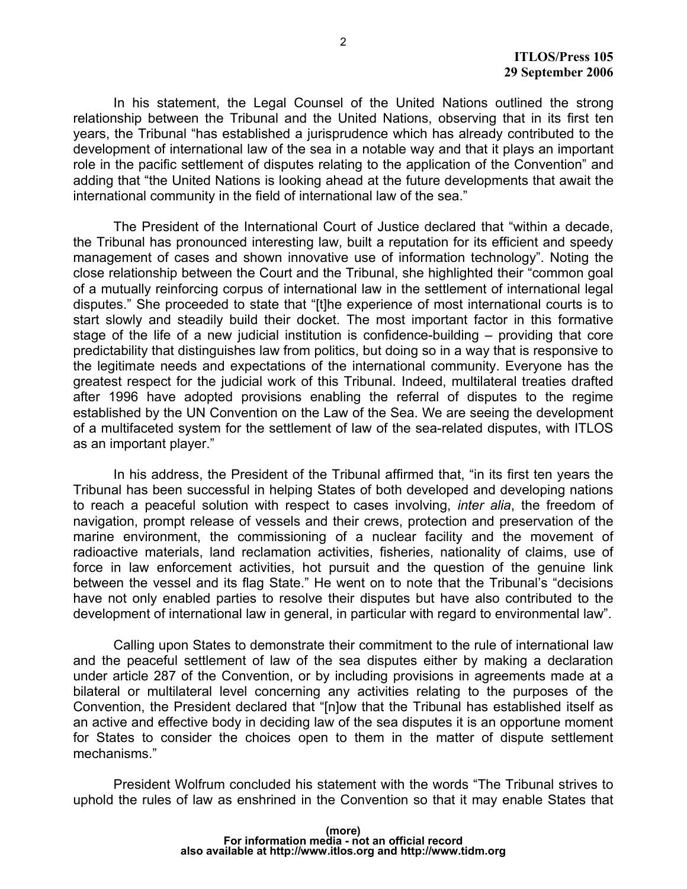In his statement, the Legal Counsel of the United Nations outlined the strong relationship between the Tribunal and the United Nations, observing that in its first ten years, the Tribunal "has established a jurisprudence which has already contributed to the development of international law of the sea in a notable way and that it plays an important role in the pacific settlement of disputes relating to the application of the Convention" and adding that "the United Nations is looking ahead at the future developments that await the international community in the field of international law of the sea."

The President of the International Court of Justice declared that "within a decade, the Tribunal has pronounced interesting law, built a reputation for its efficient and speedy management of cases and shown innovative use of information technology". Noting the close relationship between the Court and the Tribunal, she highlighted their "common goal of a mutually reinforcing corpus of international law in the settlement of international legal disputes." She proceeded to state that "[t]he experience of most international courts is to start slowly and steadily build their docket. The most important factor in this formative stage of the life of a new judicial institution is confidence-building – providing that core predictability that distinguishes law from politics, but doing so in a way that is responsive to the legitimate needs and expectations of the international community. Everyone has the greatest respect for the judicial work of this Tribunal. Indeed, multilateral treaties drafted after 1996 have adopted provisions enabling the referral of disputes to the regime established by the UN Convention on the Law of the Sea. We are seeing the development of a multifaceted system for the settlement of law of the sea-related disputes, with ITLOS as an important player."

In his address, the President of the Tribunal affirmed that, "in its first ten years the Tribunal has been successful in helping States of both developed and developing nations to reach a peaceful solution with respect to cases involving, *inter alia*, the freedom of navigation, prompt release of vessels and their crews, protection and preservation of the marine environment, the commissioning of a nuclear facility and the movement of radioactive materials, land reclamation activities, fisheries, nationality of claims, use of force in law enforcement activities, hot pursuit and the question of the genuine link between the vessel and its flag State." He went on to note that the Tribunal's "decisions have not only enabled parties to resolve their disputes but have also contributed to the development of international law in general, in particular with regard to environmental law".

Calling upon States to demonstrate their commitment to the rule of international law and the peaceful settlement of law of the sea disputes either by making a declaration under article 287 of the Convention, or by including provisions in agreements made at a bilateral or multilateral level concerning any activities relating to the purposes of the Convention, the President declared that "[n]ow that the Tribunal has established itself as an active and effective body in deciding law of the sea disputes it is an opportune moment for States to consider the choices open to them in the matter of dispute settlement mechanisms."

President Wolfrum concluded his statement with the words "The Tribunal strives to uphold the rules of law as enshrined in the Convention so that it may enable States that

**(more)**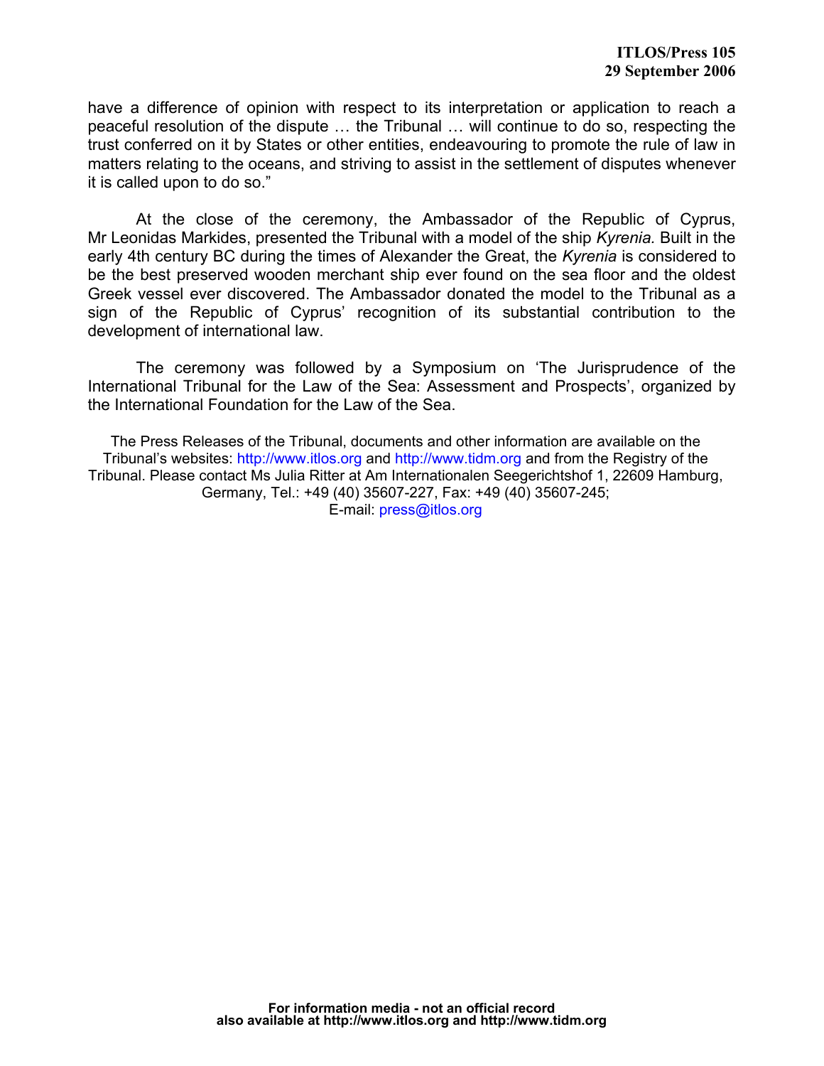have a difference of opinion with respect to its interpretation or application to reach a peaceful resolution of the dispute … the Tribunal … will continue to do so, respecting the trust conferred on it by States or other entities, endeavouring to promote the rule of law in matters relating to the oceans, and striving to assist in the settlement of disputes whenever it is called upon to do so."

At the close of the ceremony, the Ambassador of the Republic of Cyprus, Mr Leonidas Markides, presented the Tribunal with a model of the ship *Kyrenia.* Built in the early 4th century BC during the times of Alexander the Great, the *Kyrenia* is considered to be the best preserved wooden merchant ship ever found on the sea floor and the oldest Greek vessel ever discovered. The Ambassador donated the model to the Tribunal as a sign of the Republic of Cyprus' recognition of its substantial contribution to the development of international law.

The ceremony was followed by a Symposium on 'The Jurisprudence of the International Tribunal for the Law of the Sea: Assessment and Prospects', organized by the International Foundation for the Law of the Sea.

The Press Releases of the Tribunal, documents and other information are available on the Tribunal's websites: http://www.itlos.org and http://www.tidm.org and from the Registry of the Tribunal. Please contact Ms Julia Ritter at Am Internationalen Seegerichtshof 1, 22609 Hamburg, Germany, Tel.: +49 (40) 35607-227, Fax: +49 (40) 35607-245; E-mail: press@itlos.org

**For information media - not an official record**
**also available at http://www.itlos.org and http://www.tidm.org**